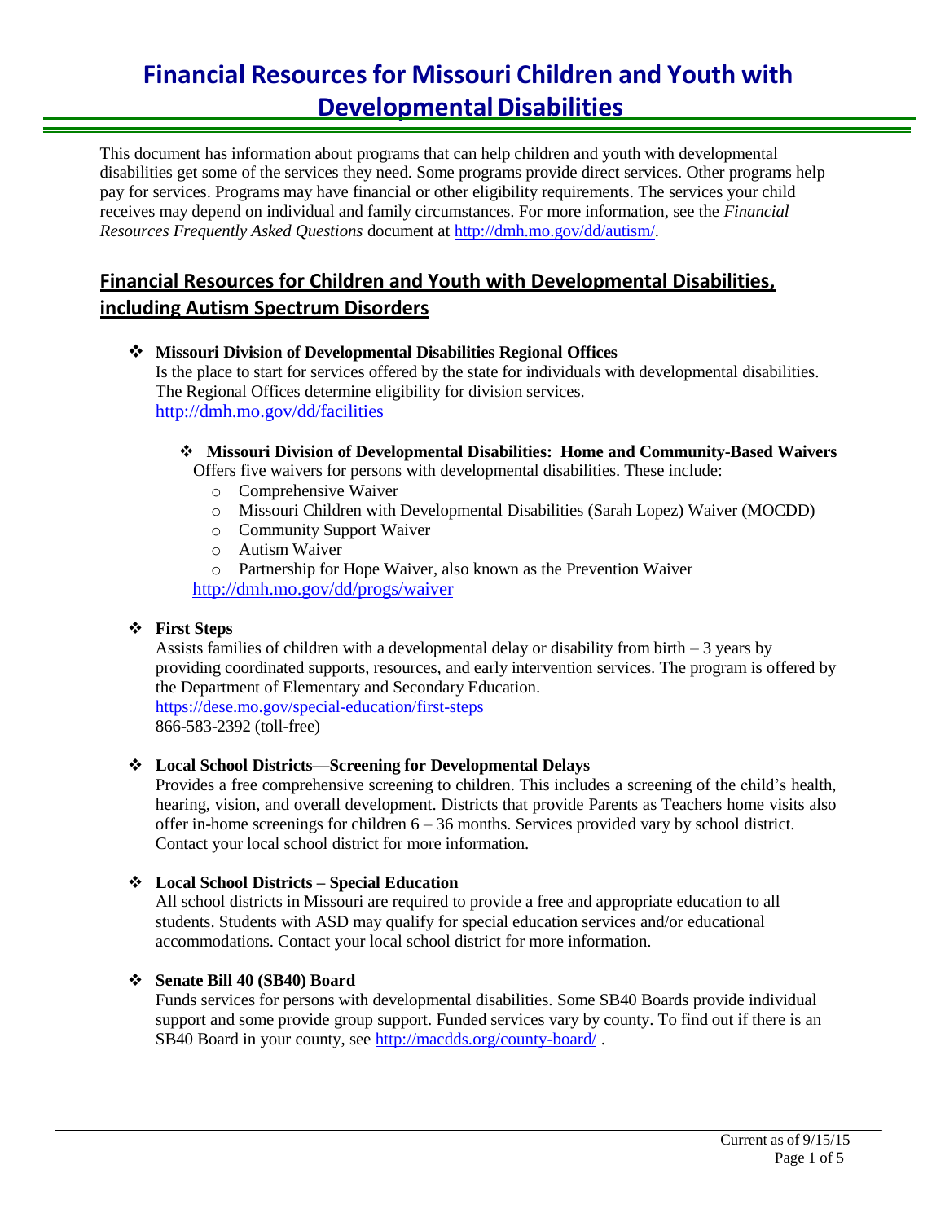# Financial Resources for Missouri Children and Youth with Developmental Disabilities

This document has information about programs that can help children and youth with developmental disabilities get some of the services they need. Some programs provide direct services. Other programs help pay for services. Programs may have financial or other eligibility requirements. The services your child receives may depend on individual and family circumstances. For more information, see the *Financial Resources Frequently Asked Questions* document at http://dmh.mo.gov/dd/autism/.

## Financial Resources for Children and Youth with Developmental Disabilities, including Autism Spectrum Disorders

- **Missouri Division of Developmental Disabilities Regional Offices**
  Is the place to start for services offered by the state for individuals with developmental disabilities. The Regional Offices determine eligibility for division services.
  http://dmh.mo.gov/dd/facilities

  - **Missouri Division of Developmental Disabilities: Home and Community-Based Waivers**
    Offers five waivers for persons with developmental disabilities. These include:
    - Comprehensive Waiver
    - Missouri Children with Developmental Disabilities (Sarah Lopez) Waiver (MOCDD)
    - Community Support Waiver
    - Autism Waiver
    - Partnership for Hope Waiver, also known as the Prevention Waiver

    http://dmh.mo.gov/dd/progs/waiver

- **First Steps**
  Assists families of children with a developmental delay or disability from birth – 3 years by providing coordinated supports, resources, and early intervention services. The program is offered by the Department of Elementary and Secondary Education.
  https://dese.mo.gov/special-education/first-steps
  866-583-2392 (toll-free)

- **Local School Districts—Screening for Developmental Delays**
  Provides a free comprehensive screening to children. This includes a screening of the child's health, hearing, vision, and overall development. Districts that provide Parents as Teachers home visits also offer in-home screenings for children 6 – 36 months. Services provided vary by school district. Contact your local school district for more information.

- **Local School Districts – Special Education**
  All school districts in Missouri are required to provide a free and appropriate education to all students. Students with ASD may qualify for special education services and/or educational accommodations. Contact your local school district for more information.

- **Senate Bill 40 (SB40) Board**
  Funds services for persons with developmental disabilities. Some SB40 Boards provide individual support and some provide group support. Funded services vary by county. To find out if there is an SB40 Board in your county, see http://macdds.org/county-board/ .

Current as of 9/15/15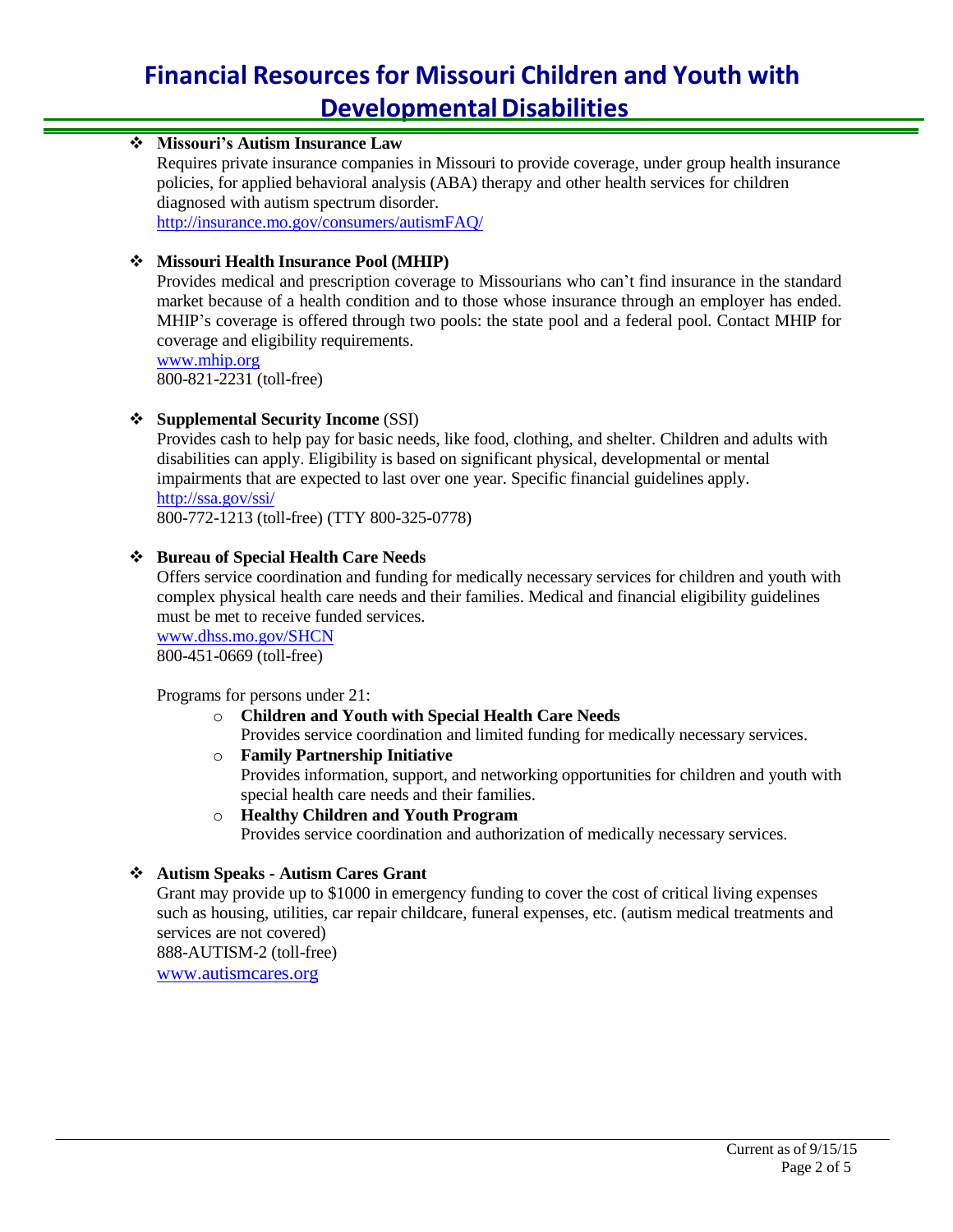# Financial Resources for Missouri Children and Youth with Developmental Disabilities

- **Missouri's Autism Insurance Law**
  Requires private insurance companies in Missouri to provide coverage, under group health insurance policies, for applied behavioral analysis (ABA) therapy and other health services for children diagnosed with autism spectrum disorder.
  http://insurance.mo.gov/consumers/autismFAQ/

- **Missouri Health Insurance Pool (MHIP)**
  Provides medical and prescription coverage to Missourians who can't find insurance in the standard market because of a health condition and to those whose insurance through an employer has ended. MHIP's coverage is offered through two pools: the state pool and a federal pool. Contact MHIP for coverage and eligibility requirements.
  www.mhip.org
  800-821-2231 (toll-free)

- **Supplemental Security Income** (SSI)
  Provides cash to help pay for basic needs, like food, clothing, and shelter. Children and adults with disabilities can apply. Eligibility is based on significant physical, developmental or mental impairments that are expected to last over one year. Specific financial guidelines apply.
  http://ssa.gov/ssi/
  800-772-1213 (toll-free) (TTY 800-325-0778)

- **Bureau of Special Health Care Needs**
  Offers service coordination and funding for medically necessary services for children and youth with complex physical health care needs and their families. Medical and financial eligibility guidelines must be met to receive funded services.
  www.dhss.mo.gov/SHCN
  800-451-0669 (toll-free)

  Programs for persons under 21:
  - **Children and Youth with Special Health Care Needs**
    Provides service coordination and limited funding for medically necessary services.
  - **Family Partnership Initiative**
    Provides information, support, and networking opportunities for children and youth with special health care needs and their families.
  - **Healthy Children and Youth Program**
    Provides service coordination and authorization of medically necessary services.

- **Autism Speaks - Autism Cares Grant**
  Grant may provide up to $1000 in emergency funding to cover the cost of critical living expenses such as housing, utilities, car repair childcare, funeral expenses, etc. (autism medical treatments and services are not covered)
  888-AUTISM-2 (toll-free)
  www.autismcares.org

Current as of 9/15/15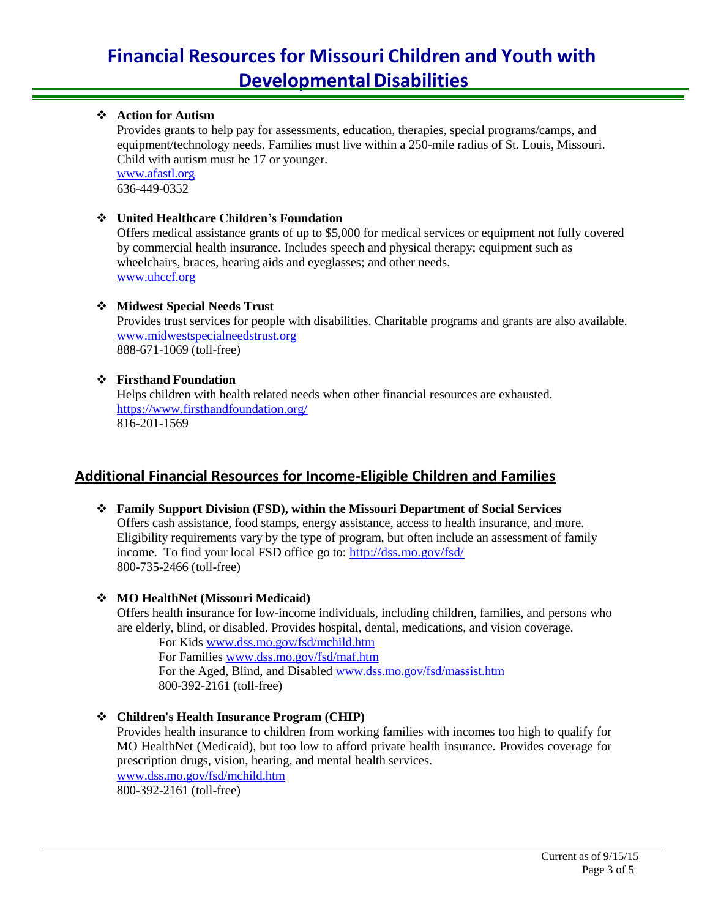# Financial Resources for Missouri Children and Youth with Developmental Disabilities

- **Action for Autism**
  Provides grants to help pay for assessments, education, therapies, special programs/camps, and equipment/technology needs. Families must live within a 250-mile radius of St. Louis, Missouri. Child with autism must be 17 or younger.
  www.afastl.org
  636-449-0352

- **United Healthcare Children's Foundation**
  Offers medical assistance grants of up to $5,000 for medical services or equipment not fully covered by commercial health insurance. Includes speech and physical therapy; equipment such as wheelchairs, braces, hearing aids and eyeglasses; and other needs.
  www.uhccf.org

- **Midwest Special Needs Trust**
  Provides trust services for people with disabilities. Charitable programs and grants are also available.
  www.midwestspecialneedstrust.org
  888-671-1069 (toll-free)

- **Firsthand Foundation**
  Helps children with health related needs when other financial resources are exhausted.
  https://www.firsthandfoundation.org/
  816-201-1569

## Additional Financial Resources for Income-Eligible Children and Families

- **Family Support Division (FSD), within the Missouri Department of Social Services**
  Offers cash assistance, food stamps, energy assistance, access to health insurance, and more. Eligibility requirements vary by the type of program, but often include an assessment of family income. To find your local FSD office go to: http://dss.mo.gov/fsd/
  800-735-2466 (toll-free)

- **MO HealthNet (Missouri Medicaid)**
  Offers health insurance for low-income individuals, including children, families, and persons who are elderly, blind, or disabled. Provides hospital, dental, medications, and vision coverage.
  For Kids www.dss.mo.gov/fsd/mchild.htm
  For Families www.dss.mo.gov/fsd/maf.htm
  For the Aged, Blind, and Disabled www.dss.mo.gov/fsd/massist.htm
  800-392-2161 (toll-free)

- **Children's Health Insurance Program (CHIP)**
  Provides health insurance to children from working families with incomes too high to qualify for MO HealthNet (Medicaid), but too low to afford private health insurance. Provides coverage for prescription drugs, vision, hearing, and mental health services.
  www.dss.mo.gov/fsd/mchild.htm
  800-392-2161 (toll-free)

Current as of 9/15/15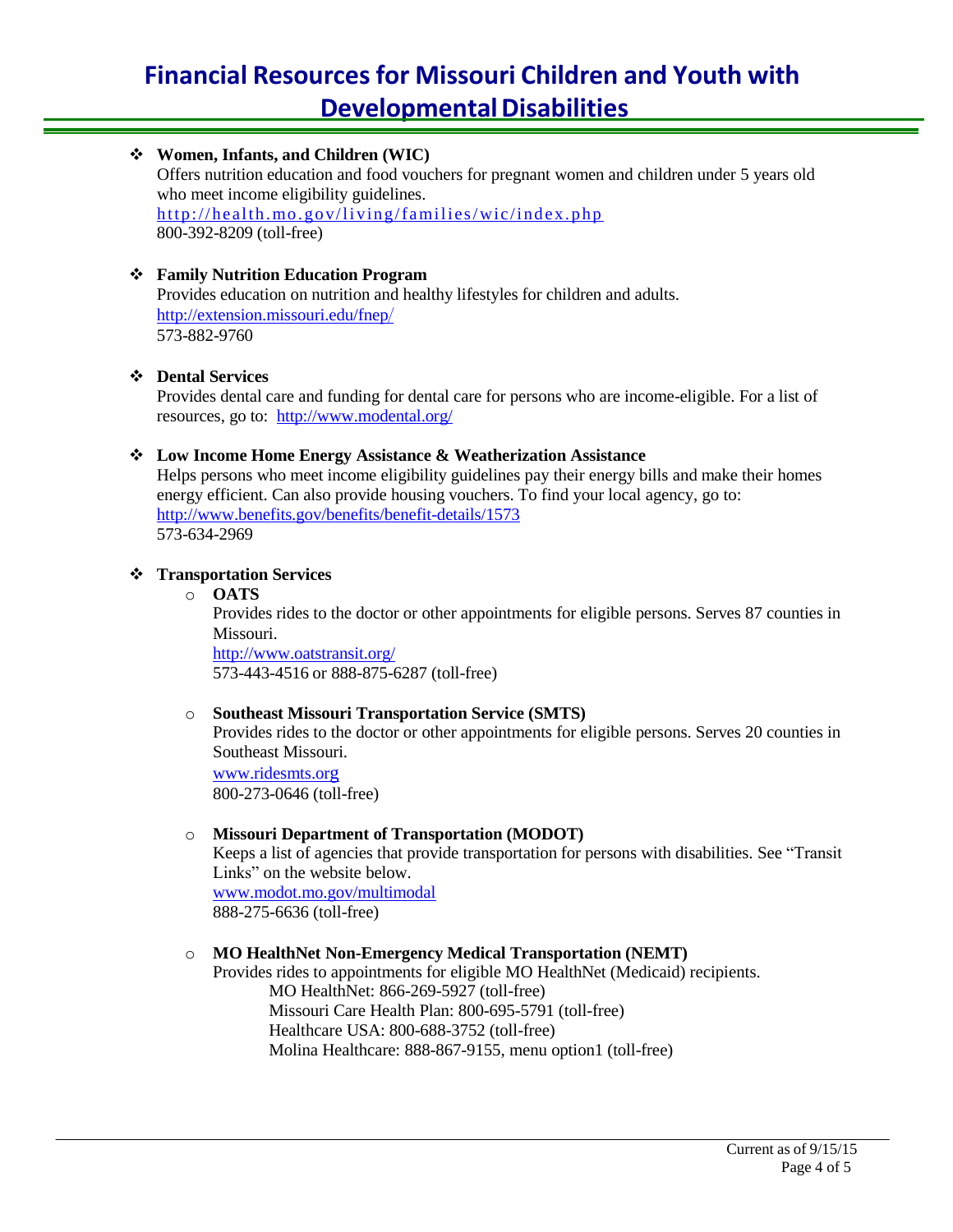# Financial Resources for Missouri Children and Youth with Developmental Disabilities

- **Women, Infants, and Children (WIC)**
  Offers nutrition education and food vouchers for pregnant women and children under 5 years old who meet income eligibility guidelines.
  http://health.mo.gov/living/families/wic/index.php
  800-392-8209 (toll-free)

- **Family Nutrition Education Program**
  Provides education on nutrition and healthy lifestyles for children and adults.
  http://extension.missouri.edu/fnep/
  573-882-9760

- **Dental Services**
  Provides dental care and funding for dental care for persons who are income-eligible. For a list of resources, go to: http://www.modental.org/

- **Low Income Home Energy Assistance & Weatherization Assistance**
  Helps persons who meet income eligibility guidelines pay their energy bills and make their homes energy efficient. Can also provide housing vouchers. To find your local agency, go to:
  http://www.benefits.gov/benefits/benefit-details/1573
  573-634-2969

- **Transportation Services**
  - **OATS**
    Provides rides to the doctor or other appointments for eligible persons. Serves 87 counties in Missouri.
    http://www.oatstransit.org/
    573-443-4516 or 888-875-6287 (toll-free)

  - **Southeast Missouri Transportation Service (SMTS)**
    Provides rides to the doctor or other appointments for eligible persons. Serves 20 counties in Southeast Missouri.
    www.ridesmts.org
    800-273-0646 (toll-free)

  - **Missouri Department of Transportation (MODOT)**
    Keeps a list of agencies that provide transportation for persons with disabilities. See "Transit Links" on the website below.
    www.modot.mo.gov/multimodal
    888-275-6636 (toll-free)

  - **MO HealthNet Non-Emergency Medical Transportation (NEMT)**
    Provides rides to appointments for eligible MO HealthNet (Medicaid) recipients.
    MO HealthNet: 866-269-5927 (toll-free)
    Missouri Care Health Plan: 800-695-5791 (toll-free)
    Healthcare USA: 800-688-3752 (toll-free)
    Molina Healthcare: 888-867-9155, menu option1 (toll-free)

Current as of 9/15/15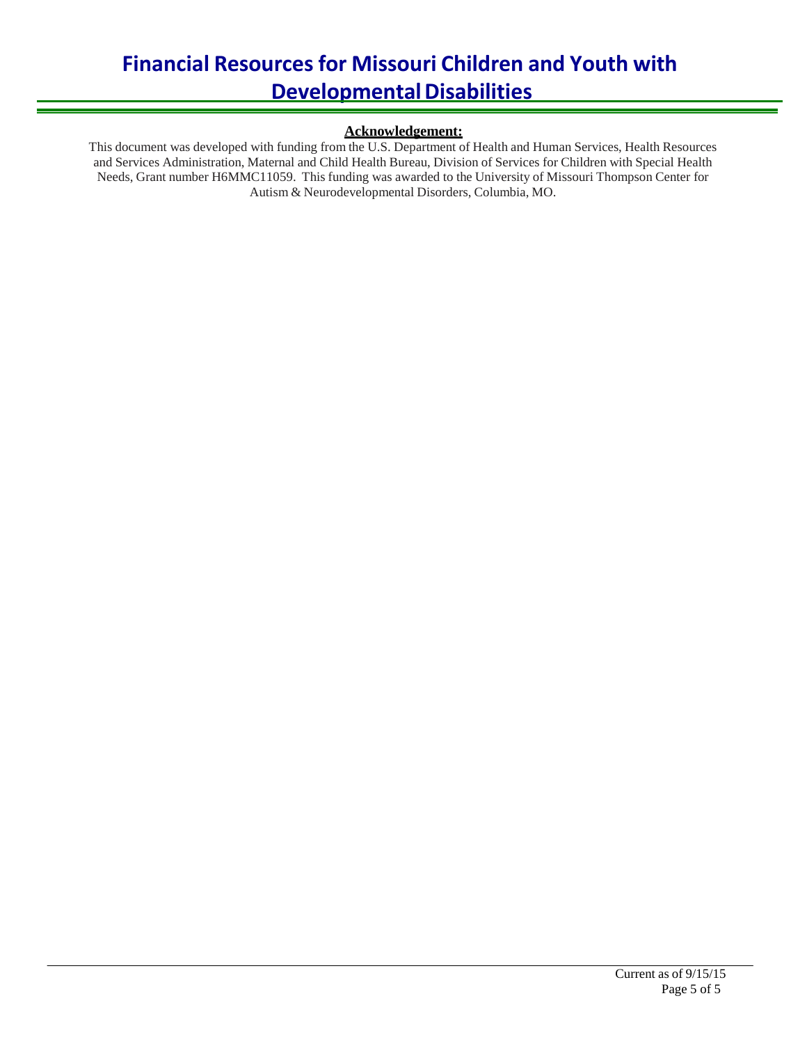# Financial Resources for Missouri Children and Youth with Developmental Disabilities

**Acknowledgement:**

This document was developed with funding from the U.S. Department of Health and Human Services, Health Resources and Services Administration, Maternal and Child Health Bureau, Division of Services for Children with Special Health Needs, Grant number H6MMC11059. This funding was awarded to the University of Missouri Thompson Center for Autism & Neurodevelopmental Disorders, Columbia, MO.

Current as of 9/15/15